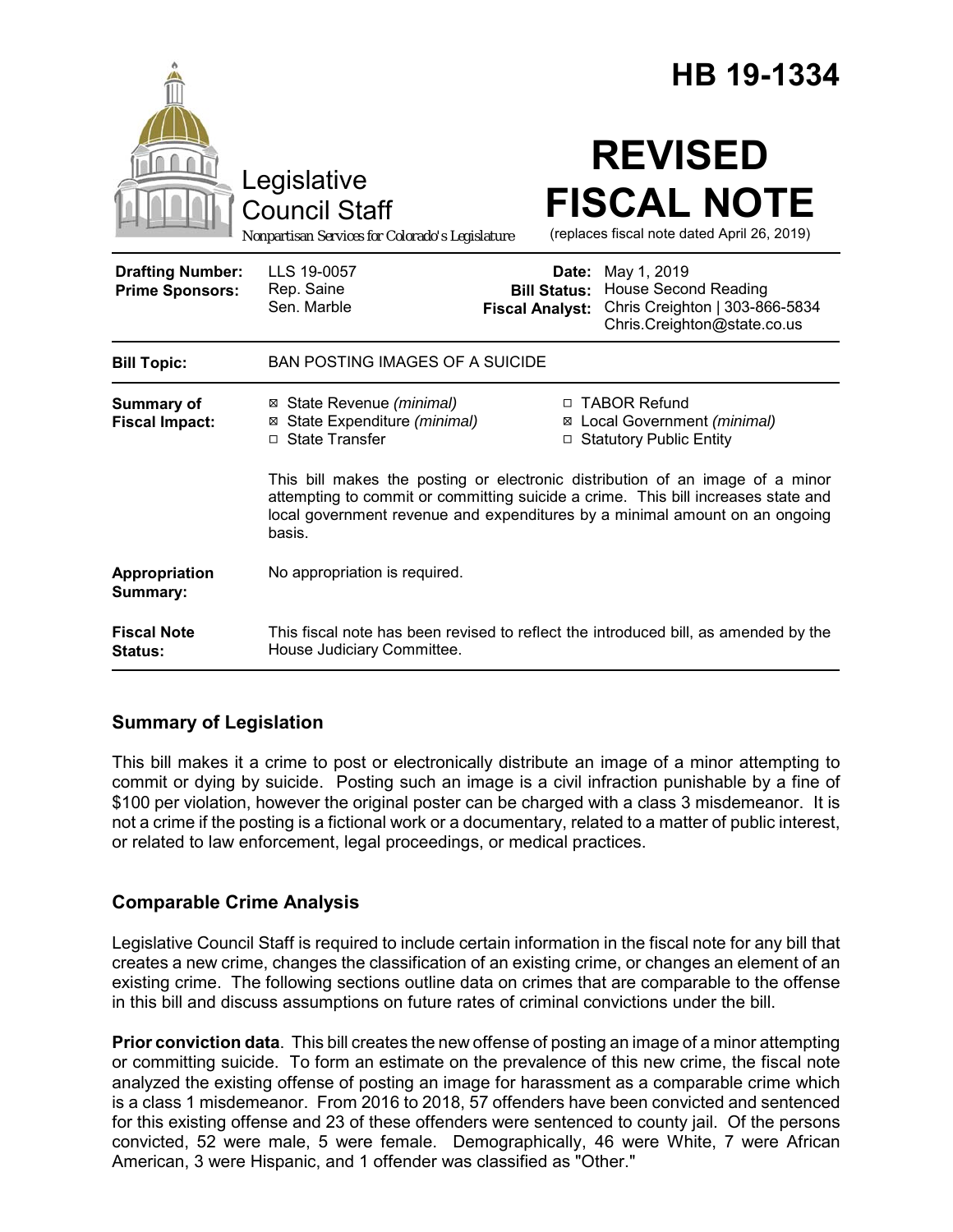# HB 19-1334

Legislative Council Staff

*Nonpartisan Services for Colorado's Legislature*

# REVISED FISCAL NOTE

(replaces fiscal note dated April 26, 2019)

| | | | |
|---|---|---|---|
| **Drafting Number:** | LLS 19-0057 | **Date:** | May 1, 2019 |
| **Prime Sponsors:** | Rep. Saine<br>Sen. Marble | **Bill Status:** | House Second Reading |
| | | **Fiscal Analyst:** | Chris Creighton \| 303-866-5834<br>Chris.Creighton@state.co.us |

| | |
|---|---|
| **Bill Topic:** | BAN POSTING IMAGES OF A SUICIDE |
| **Summary of Fiscal Impact:** | ☒ State Revenue *(minimal)*<br>☒ State Expenditure *(minimal)*<br>☐ State Transfer<br>☐ TABOR Refund<br>☒ Local Government *(minimal)*<br>☐ Statutory Public Entity<br><br>This bill makes the posting or electronic distribution of an image of a minor attempting to commit or committing suicide a crime. This bill increases state and local government revenue and expenditures by a minimal amount on an ongoing basis. |
| **Appropriation Summary:** | No appropriation is required. |
| **Fiscal Note Status:** | This fiscal note has been revised to reflect the introduced bill, as amended by the House Judiciary Committee. |

## Summary of Legislation

This bill makes it a crime to post or electronically distribute an image of a minor attempting to commit or dying by suicide. Posting such an image is a civil infraction punishable by a fine of $100 per violation, however the original poster can be charged with a class 3 misdemeanor. It is not a crime if the posting is a fictional work or a documentary, related to a matter of public interest, or related to law enforcement, legal proceedings, or medical practices.

## Comparable Crime Analysis

Legislative Council Staff is required to include certain information in the fiscal note for any bill that creates a new crime, changes the classification of an existing crime, or changes an element of an existing crime. The following sections outline data on crimes that are comparable to the offense in this bill and discuss assumptions on future rates of criminal convictions under the bill.

**Prior conviction data**. This bill creates the new offense of posting an image of a minor attempting or committing suicide. To form an estimate on the prevalence of this new crime, the fiscal note analyzed the existing offense of posting an image for harassment as a comparable crime which is a class 1 misdemeanor. From 2016 to 2018, 57 offenders have been convicted and sentenced for this existing offense and 23 of these offenders were sentenced to county jail. Of the persons convicted, 52 were male, 5 were female. Demographically, 46 were White, 7 were African American, 3 were Hispanic, and 1 offender was classified as "Other."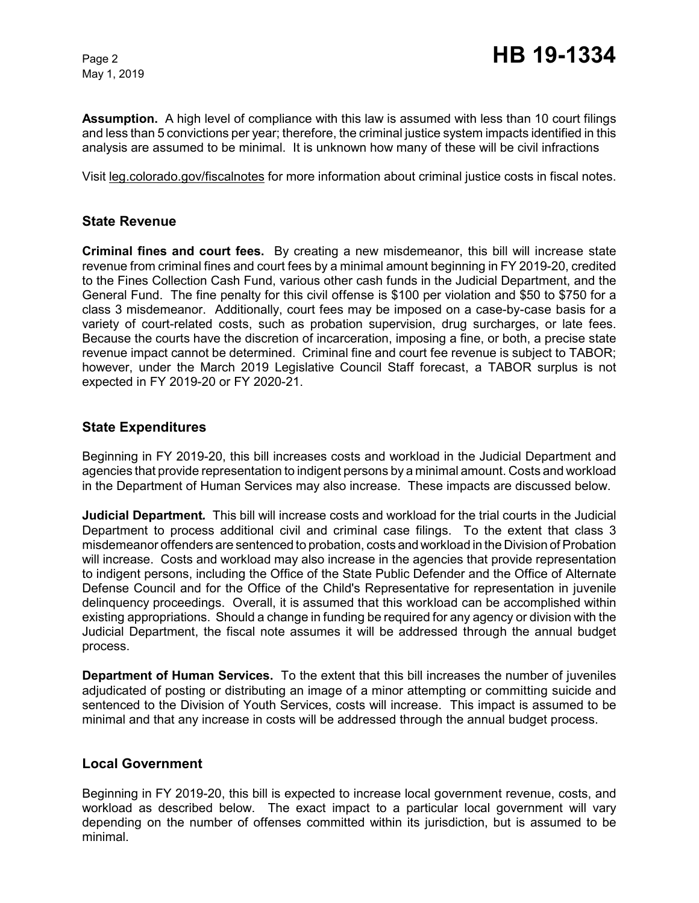**Assumption.** A high level of compliance with this law is assumed with less than 10 court filings and less than 5 convictions per year; therefore, the criminal justice system impacts identified in this analysis are assumed to be minimal. It is unknown how many of these will be civil infractions

Visit leg.colorado.gov/fiscalnotes for more information about criminal justice costs in fiscal notes.

## State Revenue

**Criminal fines and court fees.** By creating a new misdemeanor, this bill will increase state revenue from criminal fines and court fees by a minimal amount beginning in FY 2019-20, credited to the Fines Collection Cash Fund, various other cash funds in the Judicial Department, and the General Fund. The fine penalty for this civil offense is $100 per violation and $50 to $750 for a class 3 misdemeanor. Additionally, court fees may be imposed on a case-by-case basis for a variety of court-related costs, such as probation supervision, drug surcharges, or late fees. Because the courts have the discretion of incarceration, imposing a fine, or both, a precise state revenue impact cannot be determined. Criminal fine and court fee revenue is subject to TABOR; however, under the March 2019 Legislative Council Staff forecast, a TABOR surplus is not expected in FY 2019-20 or FY 2020-21.

## State Expenditures

Beginning in FY 2019-20, this bill increases costs and workload in the Judicial Department and agencies that provide representation to indigent persons by a minimal amount. Costs and workload in the Department of Human Services may also increase. These impacts are discussed below.

***Judicial Department.*** This bill will increase costs and workload for the trial courts in the Judicial Department to process additional civil and criminal case filings. To the extent that class 3 misdemeanor offenders are sentenced to probation, costs and workload in the Division of Probation will increase. Costs and workload may also increase in the agencies that provide representation to indigent persons, including the Office of the State Public Defender and the Office of Alternate Defense Council and for the Office of the Child's Representative for representation in juvenile delinquency proceedings. Overall, it is assumed that this workload can be accomplished within existing appropriations. Should a change in funding be required for any agency or division with the Judicial Department, the fiscal note assumes it will be addressed through the annual budget process.

**Department of Human Services.** To the extent that this bill increases the number of juveniles adjudicated of posting or distributing an image of a minor attempting or committing suicide and sentenced to the Division of Youth Services, costs will increase. This impact is assumed to be minimal and that any increase in costs will be addressed through the annual budget process.

## Local Government

Beginning in FY 2019-20, this bill is expected to increase local government revenue, costs, and workload as described below. The exact impact to a particular local government will vary depending on the number of offenses committed within its jurisdiction, but is assumed to be minimal.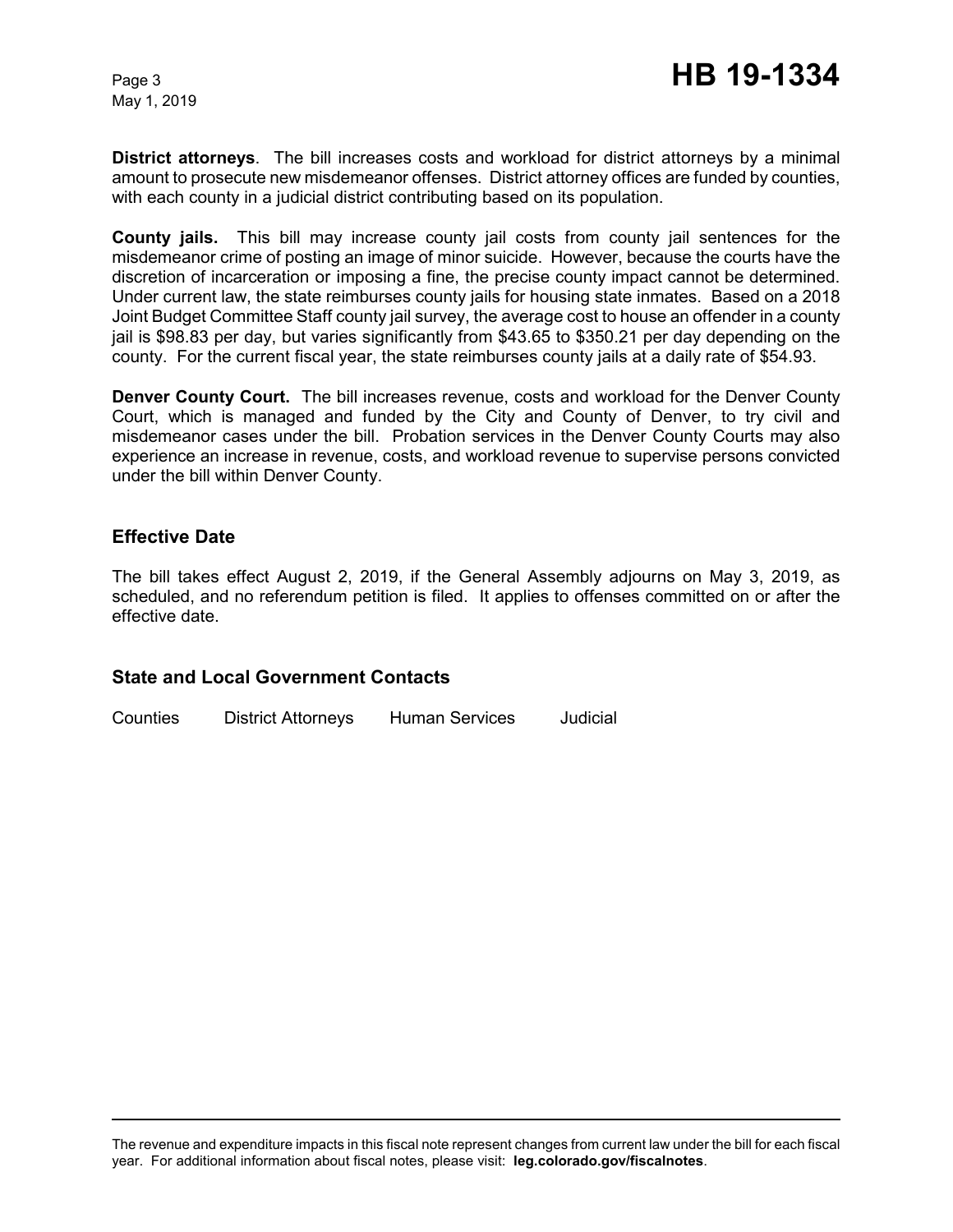**District attorneys**. The bill increases costs and workload for district attorneys by a minimal amount to prosecute new misdemeanor offenses. District attorney offices are funded by counties, with each county in a judicial district contributing based on its population.

**County jails.** This bill may increase county jail costs from county jail sentences for the misdemeanor crime of posting an image of minor suicide. However, because the courts have the discretion of incarceration or imposing a fine, the precise county impact cannot be determined. Under current law, the state reimburses county jails for housing state inmates. Based on a 2018 Joint Budget Committee Staff county jail survey, the average cost to house an offender in a county jail is $98.83 per day, but varies significantly from $43.65 to $350.21 per day depending on the county. For the current fiscal year, the state reimburses county jails at a daily rate of $54.93.

**Denver County Court.** The bill increases revenue, costs and workload for the Denver County Court, which is managed and funded by the City and County of Denver, to try civil and misdemeanor cases under the bill. Probation services in the Denver County Courts may also experience an increase in revenue, costs, and workload revenue to supervise persons convicted under the bill within Denver County.

## Effective Date

The bill takes effect August 2, 2019, if the General Assembly adjourns on May 3, 2019, as scheduled, and no referendum petition is filed. It applies to offenses committed on or after the effective date.

## State and Local Government Contacts

Counties        District Attorneys        Human Services        Judicial

The revenue and expenditure impacts in this fiscal note represent changes from current law under the bill for each fiscal year. For additional information about fiscal notes, please visit: **leg.colorado.gov/fiscalnotes**.